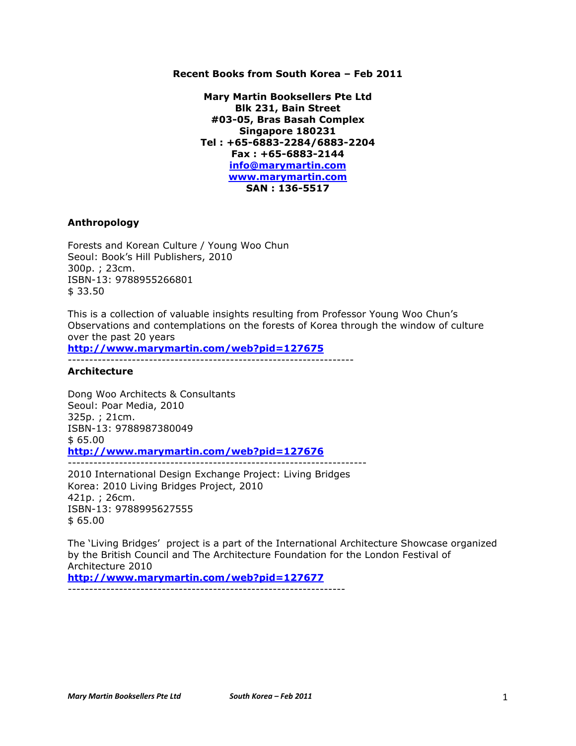**Recent Books from South Korea – Feb 2011**

**Mary Martin Booksellers Pte Ltd**
**Blk 231, Bain Street**
**#03-05, Bras Basah Complex**
**Singapore 180231**
**Tel : +65-6883-2284/6883-2204**
**Fax : +65-6883-2144**
**[info@marymartin.com](mailto:info@marymartin.com)**
**[www.marymartin.com](http://www.marymartin.com)**
**SAN : 136-5517**

### Anthropology

Forests and Korean Culture / Young Woo Chun
Seoul: Book's Hill Publishers, 2010
300p. ; 23cm.
ISBN-13: 9788955266801
$ 33.50

This is a collection of valuable insights resulting from Professor Young Woo Chun's Observations and contemplations on the forests of Korea through the window of culture over the past 20 years
**http://www.marymartin.com/web?pid=127675**

---

### Architecture

Dong Woo Architects & Consultants
Seoul: Poar Media, 2010
325p. ; 21cm.
ISBN-13: 9788987380049
$ 65.00
**http://www.marymartin.com/web?pid=127676**

---

2010 International Design Exchange Project: Living Bridges
Korea: 2010 Living Bridges Project, 2010
421p. ; 26cm.
ISBN-13: 9788995627555
$ 65.00

The 'Living Bridges' project is a part of the International Architecture Showcase organized by the British Council and The Architecture Foundation for the London Festival of Architecture 2010
**http://www.marymartin.com/web?pid=127677**

---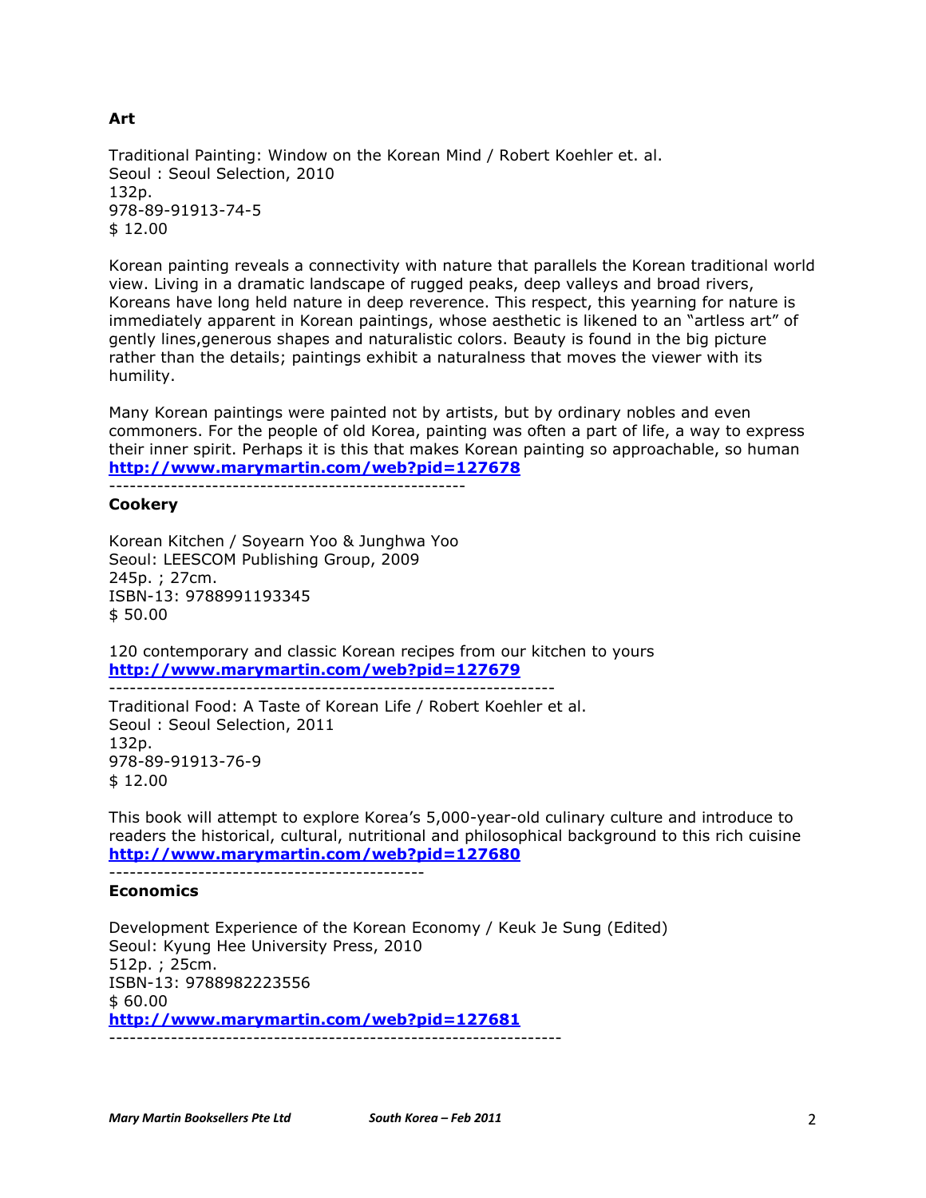**Art**

Traditional Painting: Window on the Korean Mind / Robert Koehler et. al.  
Seoul : Seoul Selection, 2010  
132p.  
978-89-91913-74-5  
$ 12.00

Korean painting reveals a connectivity with nature that parallels the Korean traditional world view. Living in a dramatic landscape of rugged peaks, deep valleys and broad rivers, Koreans have long held nature in deep reverence. This respect, this yearning for nature is immediately apparent in Korean paintings, whose aesthetic is likened to an "artless art" of gently lines,generous shapes and naturalistic colors. Beauty is found in the big picture rather than the details; paintings exhibit a naturalness that moves the viewer with its humility.

Many Korean paintings were painted not by artists, but by ordinary nobles and even commoners. For the people of old Korea, painting was often a part of life, a way to express their inner spirit. Perhaps it is this that makes Korean painting so approachable, so human  
**http://www.marymartin.com/web?pid=127678**

---------------------------------------------------

**Cookery**

Korean Kitchen / Soyearn Yoo & Junghwa Yoo  
Seoul: LEESCOM Publishing Group, 2009  
245p. ; 27cm.  
ISBN-13: 9788991193345  
$ 50.00

120 contemporary and classic Korean recipes from our kitchen to yours  
**http://www.marymartin.com/web?pid=127679**

-----------------------------------------------------------------

Traditional Food: A Taste of Korean Life / Robert Koehler et al.  
Seoul : Seoul Selection, 2011  
132p.  
978-89-91913-76-9  
$ 12.00

This book will attempt to explore Korea's 5,000-year-old culinary culture and introduce to readers the historical, cultural, nutritional and philosophical background to this rich cuisine  
**http://www.marymartin.com/web?pid=127680**

---------------------------------------------

**Economics**

Development Experience of the Korean Economy / Keuk Je Sung (Edited)  
Seoul: Kyung Hee University Press, 2010  
512p. ; 25cm.  
ISBN-13: 9788982223556  
$ 60.00  
**http://www.marymartin.com/web?pid=127681**

-----------------------------------------------------------------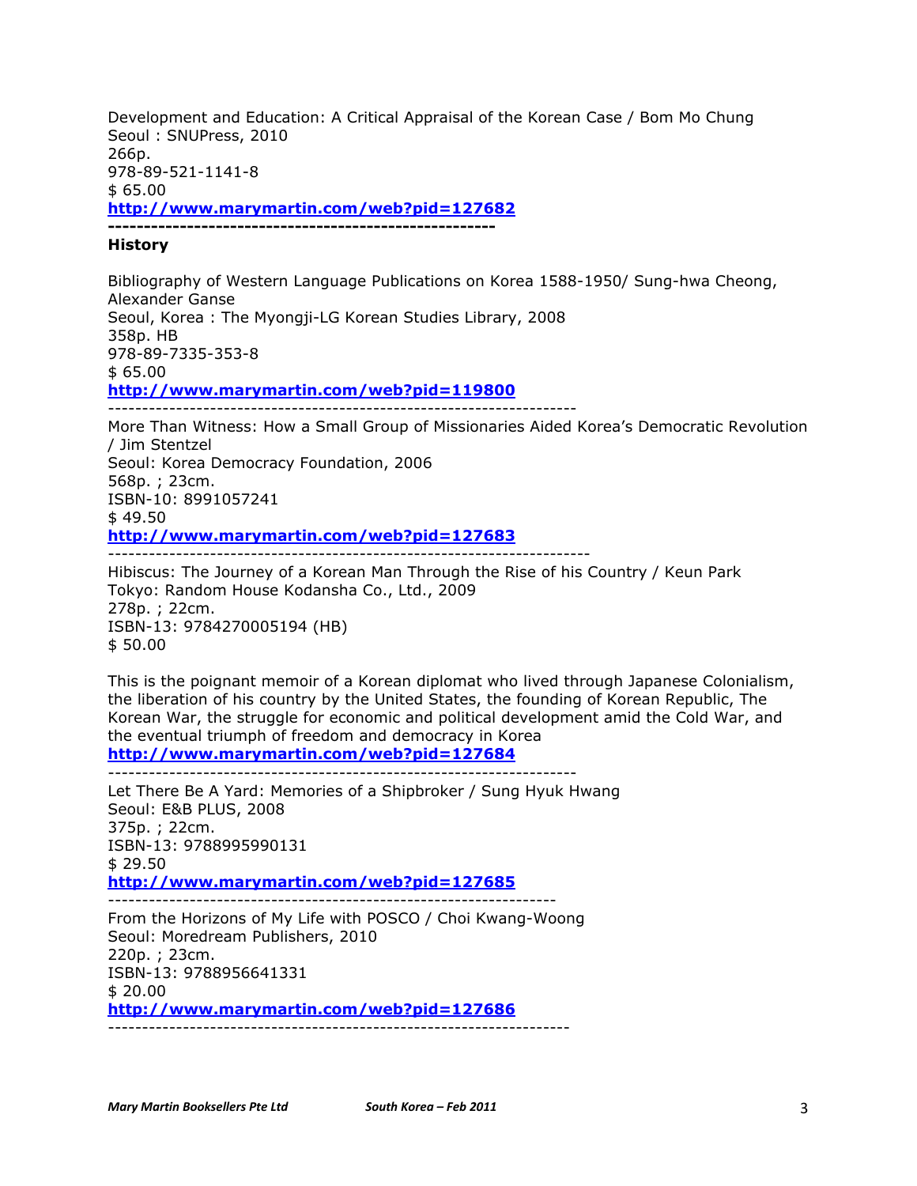Development and Education: A Critical Appraisal of the Korean Case / Bom Mo Chung
Seoul : SNUPress, 2010
266p.
978-89-521-1141-8
$ 65.00
**http://www.marymartin.com/web?pid=127682**

-----------------------------------------------------

## History

Bibliography of Western Language Publications on Korea 1588-1950/ Sung-hwa Cheong, Alexander Ganse
Seoul, Korea : The Myongji-LG Korean Studies Library, 2008
358p. HB
978-89-7335-353-8
$ 65.00
**http://www.marymartin.com/web?pid=119800**

-------------------------------------------------------------------

More Than Witness: How a Small Group of Missionaries Aided Korea's Democratic Revolution / Jim Stentzel
Seoul: Korea Democracy Foundation, 2006
568p. ; 23cm.
ISBN-10: 8991057241
$ 49.50
**http://www.marymartin.com/web?pid=127683**

-------------------------------------------------------------------

Hibiscus: The Journey of a Korean Man Through the Rise of his Country / Keun Park
Tokyo: Random House Kodansha Co., Ltd., 2009
278p. ; 22cm.
ISBN-13: 9784270005194 (HB)
$ 50.00

This is the poignant memoir of a Korean diplomat who lived through Japanese Colonialism, the liberation of his country by the United States, the founding of Korean Republic, The Korean War, the struggle for economic and political development amid the Cold War, and the eventual triumph of freedom and democracy in Korea
**http://www.marymartin.com/web?pid=127684**

-------------------------------------------------------------------

Let There Be A Yard: Memories of a Shipbroker / Sung Hyuk Hwang
Seoul: E&B PLUS, 2008
375p. ; 22cm.
ISBN-13: 9788995990131
$ 29.50
**http://www.marymartin.com/web?pid=127685**

-------------------------------------------------------------------

From the Horizons of My Life with POSCO / Choi Kwang-Woong
Seoul: Moredream Publishers, 2010
220p. ; 23cm.
ISBN-13: 9788956641331
$ 20.00
**http://www.marymartin.com/web?pid=127686**

-------------------------------------------------------------------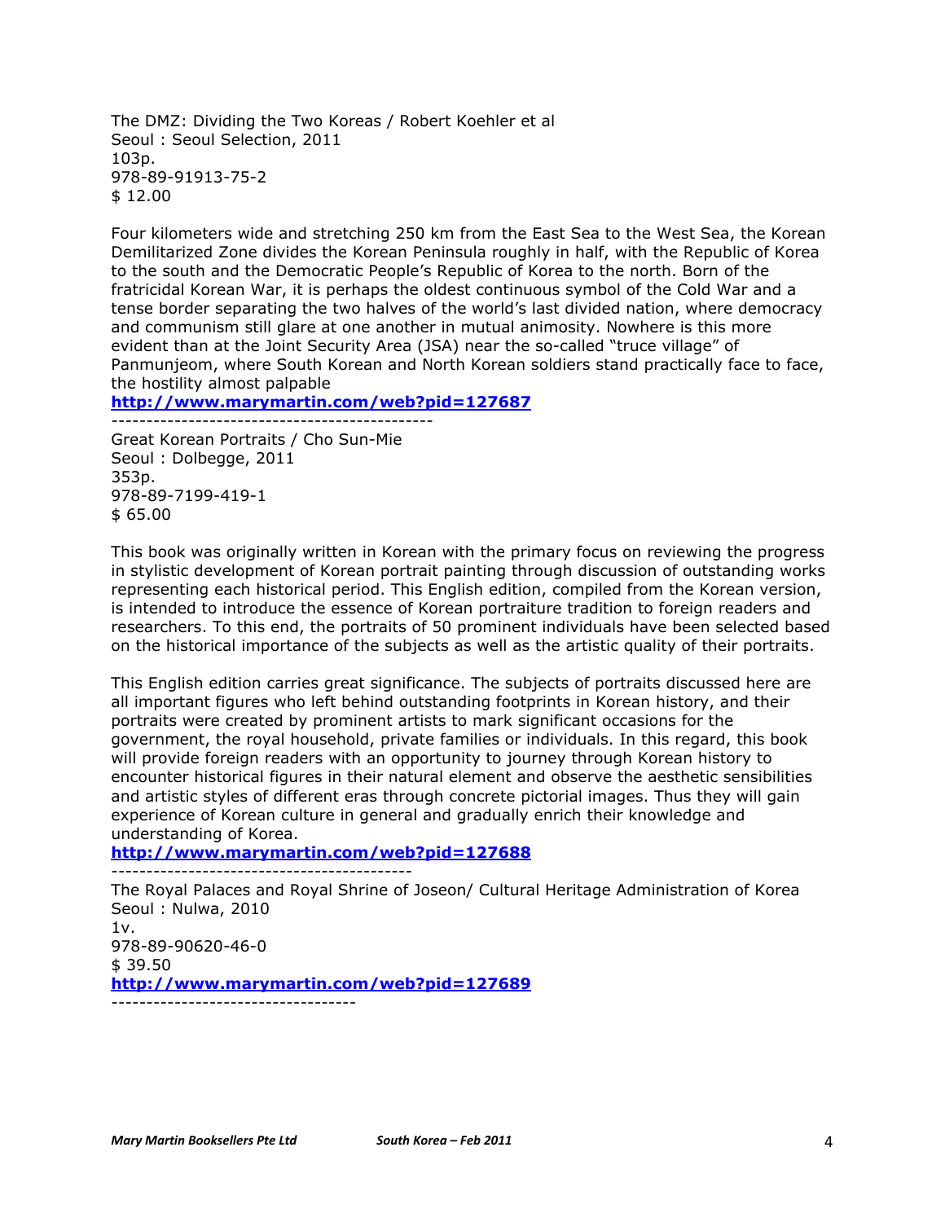The DMZ: Dividing the Two Koreas / Robert Koehler et al
Seoul : Seoul Selection, 2011
103p.
978-89-91913-75-2
$ 12.00

Four kilometers wide and stretching 250 km from the East Sea to the West Sea, the Korean Demilitarized Zone divides the Korean Peninsula roughly in half, with the Republic of Korea to the south and the Democratic People's Republic of Korea to the north. Born of the fratricidal Korean War, it is perhaps the oldest continuous symbol of the Cold War and a tense border separating the two halves of the world's last divided nation, where democracy and communism still glare at one another in mutual animosity. Nowhere is this more evident than at the Joint Security Area (JSA) near the so-called "truce village" of Panmunjeom, where South Korean and North Korean soldiers stand practically face to face, the hostility almost palpable

**http://www.marymartin.com/web?pid=127687**

---------------------------------------------

Great Korean Portraits / Cho Sun-Mie
Seoul : Dolbegge, 2011
353p.
978-89-7199-419-1
$ 65.00

This book was originally written in Korean with the primary focus on reviewing the progress in stylistic development of Korean portrait painting through discussion of outstanding works representing each historical period. This English edition, compiled from the Korean version, is intended to introduce the essence of Korean portraiture tradition to foreign readers and researchers. To this end, the portraits of 50 prominent individuals have been selected based on the historical importance of the subjects as well as the artistic quality of their portraits.

This English edition carries great significance. The subjects of portraits discussed here are all important figures who left behind outstanding footprints in Korean history, and their portraits were created by prominent artists to mark significant occasions for the government, the royal household, private families or individuals. In this regard, this book will provide foreign readers with an opportunity to journey through Korean history to encounter historical figures in their natural element and observe the aesthetic sensibilities and artistic styles of different eras through concrete pictorial images. Thus they will gain experience of Korean culture in general and gradually enrich their knowledge and understanding of Korea.

**http://www.marymartin.com/web?pid=127688**

-------------------------------------------

The Royal Palaces and Royal Shrine of Joseon/ Cultural Heritage Administration of Korea
Seoul : Nulwa, 2010
1v.
978-89-90620-46-0
$ 39.50

**http://www.marymartin.com/web?pid=127689**

-----------------------------------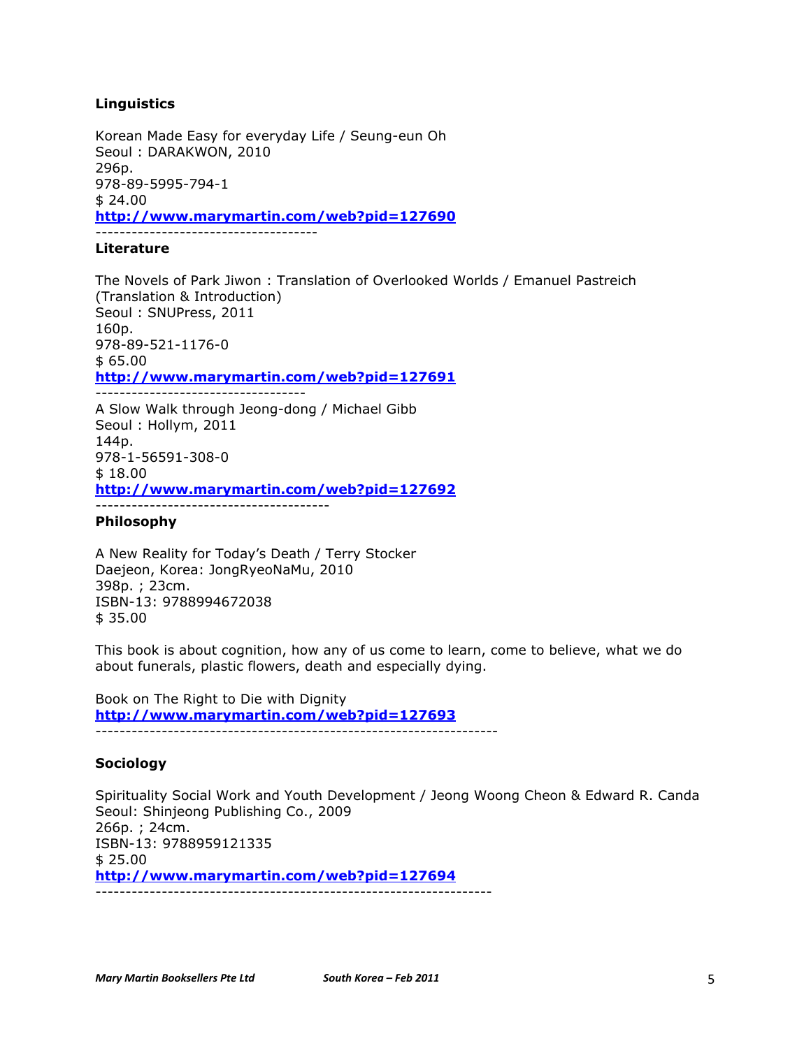**Linguistics**

Korean Made Easy for everyday Life / Seung-eun Oh
Seoul : DARAKWON, 2010
296p.
978-89-5995-794-1
$ 24.00
**http://www.marymartin.com/web?pid=127690**

-------------------------------------

**Literature**

The Novels of Park Jiwon : Translation of Overlooked Worlds / Emanuel Pastreich (Translation & Introduction)
Seoul : SNUPress, 2011
160p.
978-89-521-1176-0
$ 65.00
**http://www.marymartin.com/web?pid=127691**

-----------------------------------

A Slow Walk through Jeong-dong / Michael Gibb
Seoul : Hollym, 2011
144p.
978-1-56591-308-0
$ 18.00
**http://www.marymartin.com/web?pid=127692**

--------------------------------------

**Philosophy**

A New Reality for Today's Death / Terry Stocker
Daejeon, Korea: JongRyeoNaMu, 2010
398p. ; 23cm.
ISBN-13: 9788994672038
$ 35.00

This book is about cognition, how any of us come to learn, come to believe, what we do about funerals, plastic flowers, death and especially dying.

Book on The Right to Die with Dignity
**http://www.marymartin.com/web?pid=127693**

------------------------------------------------------------------

**Sociology**

Spirituality Social Work and Youth Development / Jeong Woong Cheon & Edward R. Canda
Seoul: Shinjeong Publishing Co., 2009
266p. ; 24cm.
ISBN-13: 9788959121335
$ 25.00
**http://www.marymartin.com/web?pid=127694**

-----------------------------------------------------------------